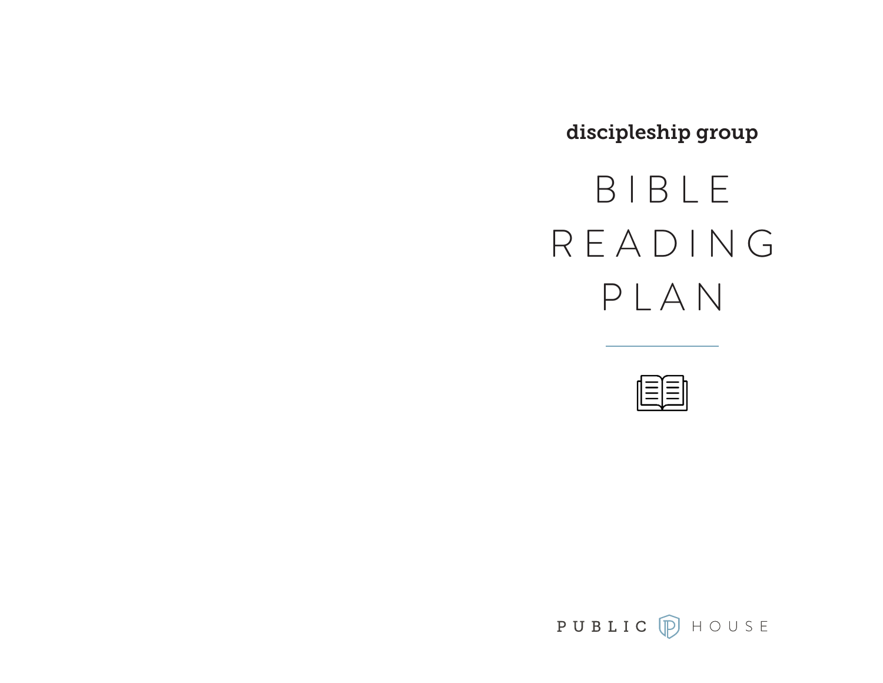discipleship group

# BIBLE READING PLAN

PUBLIC HOUSE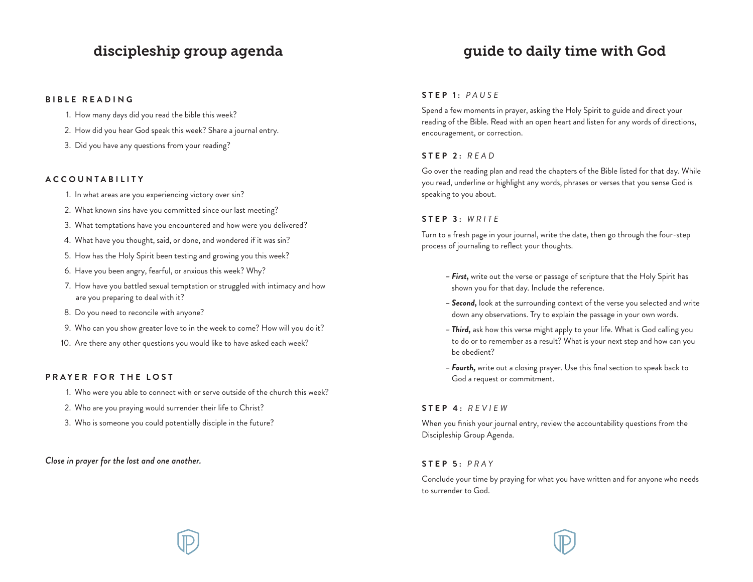# discipleship group agenda

### BIBLE READING

1. How many days did you read the bible this week?
2. How did you hear God speak this week? Share a journal entry.
3. Did you have any questions from your reading?

### ACCOUNTABILITY

1. In what areas are you experiencing victory over sin?
2. What known sins have you committed since our last meeting?
3. What temptations have you encountered and how were you delivered?
4. What have you thought, said, or done, and wondered if it was sin?
5. How has the Holy Spirit been testing and growing you this week?
6. Have you been angry, fearful, or anxious this week? Why?
7. How have you battled sexual temptation or struggled with intimacy and how are you preparing to deal with it?
8. Do you need to reconcile with anyone?
9. Who can you show greater love to in the week to come? How will you do it?
10. Are there any other questions you would like to have asked each week?

### PRAYER FOR THE LOST

1. Who were you able to connect with or serve outside of the church this week?
2. Who are you praying would surrender their life to Christ?
3. Who is someone you could potentially disciple in the future?

*Close in prayer for the lost and one another.*

# guide to daily time with God

### STEP 1: *PAUSE*

Spend a few moments in prayer, asking the Holy Spirit to guide and direct your reading of the Bible. Read with an open heart and listen for any words of directions, encouragement, or correction.

### STEP 2: *READ*

Go over the reading plan and read the chapters of the Bible listed for that day. While you read, underline or highlight any words, phrases or verses that you sense God is speaking to you about.

### STEP 3: *WRITE*

Turn to a fresh page in your journal, write the date, then go through the four-step process of journaling to reflect your thoughts.

- ***First,*** write out the verse or passage of scripture that the Holy Spirit has shown you for that day. Include the reference.
- ***Second,*** look at the surrounding context of the verse you selected and write down any observations. Try to explain the passage in your own words.
- ***Third,*** ask how this verse might apply to your life. What is God calling you to do or to remember as a result? What is your next step and how can you be obedient?
- ***Fourth,*** write out a closing prayer. Use this final section to speak back to God a request or commitment.

### STEP 4: *REVIEW*

When you finish your journal entry, review the accountability questions from the Discipleship Group Agenda.

### STEP 5: *PRAY*

Conclude your time by praying for what you have written and for anyone who needs to surrender to God.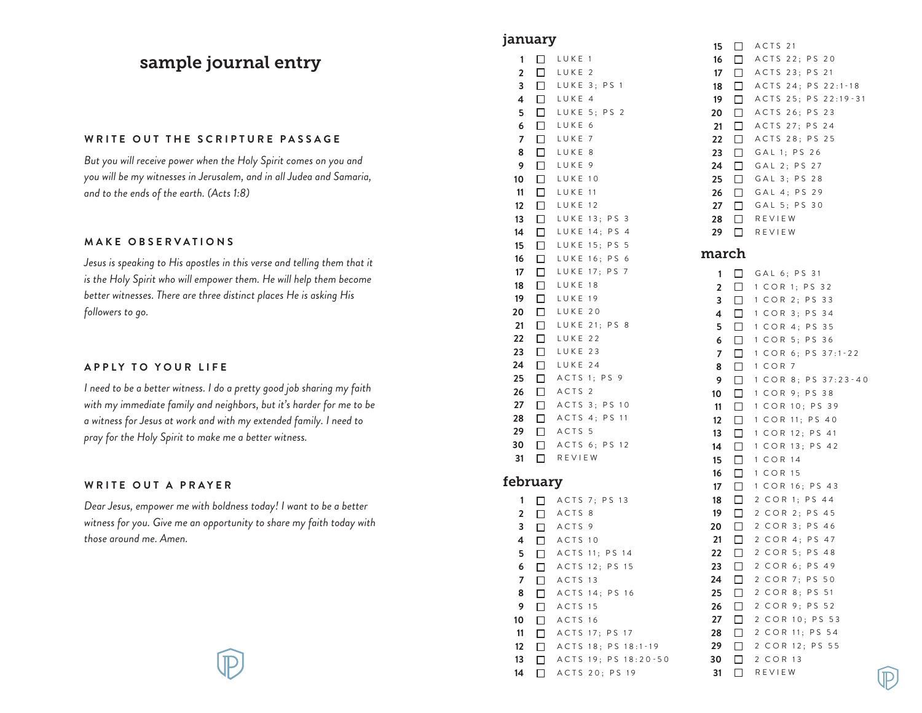## sample journal entry

### WRITE OUT THE SCRIPTURE PASSAGE

*But you will receive power when the Holy Spirit comes on you and you will be my witnesses in Jerusalem, and in all Judea and Samaria, and to the ends of the earth. (Acts 1:8)*

### MAKE OBSERVATIONS

*Jesus is speaking to His apostles in this verse and telling them that it is the Holy Spirit who will empower them. He will help them become better witnesses. There are three distinct places He is asking His followers to go.*

### APPLY TO YOUR LIFE

*I need to be a better witness. I do a pretty good job sharing my faith with my immediate family and neighbors, but it's harder for me to be a witness for Jesus at work and with my extended family. I need to pray for the Holy Spirit to make me a better witness.*

### WRITE OUT A PRAYER

*Dear Jesus, empower me with boldness today! I want to be a better witness for you. Give me an opportunity to share my faith today with those around me. Amen.*

## january

1 ☐ LUKE 1
2 ☐ LUKE 2
3 ☐ LUKE 3; PS 1
4 ☐ LUKE 4
5 ☐ LUKE 5; PS 2
6 ☐ LUKE 6
7 ☐ LUKE 7
8 ☐ LUKE 8
9 ☐ LUKE 9
10 ☐ LUKE 10
11 ☐ LUKE 11
12 ☐ LUKE 12
13 ☐ LUKE 13; PS 3
14 ☐ LUKE 14; PS 4
15 ☐ LUKE 15; PS 5
16 ☐ LUKE 16; PS 6
17 ☐ LUKE 17; PS 7
18 ☐ LUKE 18
19 ☐ LUKE 19
20 ☐ LUKE 20
21 ☐ LUKE 21; PS 8
22 ☐ LUKE 22
23 ☐ LUKE 23
24 ☐ LUKE 24
25 ☐ ACTS 1; PS 9
26 ☐ ACTS 2
27 ☐ ACTS 3; PS 10
28 ☐ ACTS 4; PS 11
29 ☐ ACTS 5
30 ☐ ACTS 6; PS 12
31 ☐ REVIEW

## february

1 ☐ ACTS 7; PS 13
2 ☐ ACTS 8
3 ☐ ACTS 9
4 ☐ ACTS 10
5 ☐ ACTS 11; PS 14
6 ☐ ACTS 12; PS 15
7 ☐ ACTS 13
8 ☐ ACTS 14; PS 16
9 ☐ ACTS 15
10 ☐ ACTS 16
11 ☐ ACTS 17; PS 17
12 ☐ ACTS 18; PS 18:1-19
13 ☐ ACTS 19; PS 18:20-50
14 ☐ ACTS 20; PS 19
15 ☐ ACTS 21
16 ☐ ACTS 22; PS 20
17 ☐ ACTS 23; PS 21
18 ☐ ACTS 24; PS 22:1-18
19 ☐ ACTS 25; PS 22:19-31
20 ☐ ACTS 26; PS 23
21 ☐ ACTS 27; PS 24
22 ☐ ACTS 28; PS 25
23 ☐ GAL 1; PS 26
24 ☐ GAL 2; PS 27
25 ☐ GAL 3; PS 28
26 ☐ GAL 4; PS 29
27 ☐ GAL 5; PS 30
28 ☐ REVIEW
29 ☐ REVIEW

## march

1 ☐ GAL 6; PS 31
2 ☐ 1 COR 1; PS 32
3 ☐ 1 COR 2; PS 33
4 ☐ 1 COR 3; PS 34
5 ☐ 1 COR 4; PS 35
6 ☐ 1 COR 5; PS 36
7 ☐ 1 COR 6; PS 37:1-22
8 ☐ 1 COR 7
9 ☐ 1 COR 8; PS 37:23-40
10 ☐ 1 COR 9; PS 38
11 ☐ 1 COR 10; PS 39
12 ☐ 1 COR 11; PS 40
13 ☐ 1 COR 12; PS 41
14 ☐ 1 COR 13; PS 42
15 ☐ 1 COR 14
16 ☐ 1 COR 15
17 ☐ 1 COR 16; PS 43
18 ☐ 2 COR 1; PS 44
19 ☐ 2 COR 2; PS 45
20 ☐ 2 COR 3; PS 46
21 ☐ 2 COR 4; PS 47
22 ☐ 2 COR 5; PS 48
23 ☐ 2 COR 6; PS 49
24 ☐ 2 COR 7; PS 50
25 ☐ 2 COR 8; PS 51
26 ☐ 2 COR 9; PS 52
27 ☐ 2 COR 10; PS 53
28 ☐ 2 COR 11; PS 54
29 ☐ 2 COR 12; PS 55
30 ☐ 2 COR 13
31 ☐ REVIEW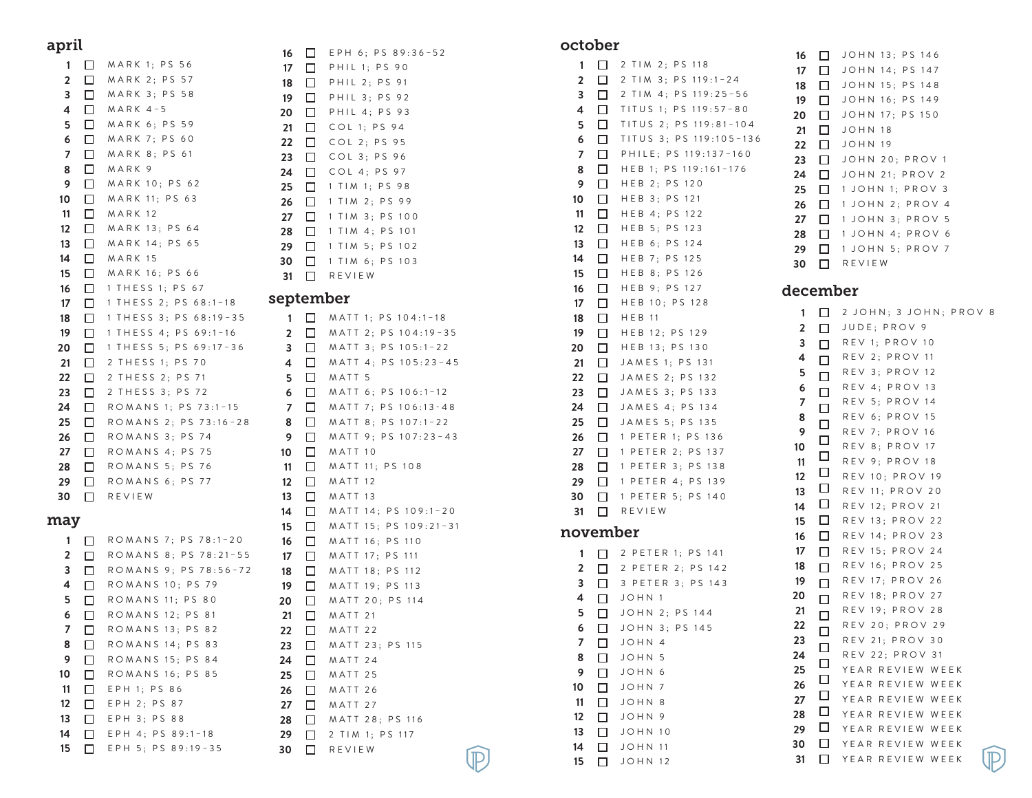## april

- 1 ☐ MARK 1; PS 56
- 2 ☐ MARK 2; PS 57
- 3 ☐ MARK 3; PS 58
- 4 ☐ MARK 4-5
- 5 ☐ MARK 6; PS 59
- 6 ☐ MARK 7; PS 60
- 7 ☐ MARK 8; PS 61
- 8 ☐ MARK 9
- 9 ☐ MARK 10; PS 62
- 10 ☐ MARK 11; PS 63
- 11 ☐ MARK 12
- 12 ☐ MARK 13; PS 64
- 13 ☐ MARK 14; PS 65
- 14 ☐ MARK 15
- 15 ☐ MARK 16; PS 66
- 16 ☐ 1 THESS 1; PS 67
- 17 ☐ 1 THESS 2; PS 68:1-18
- 18 ☐ 1 THESS 3; PS 68:19-35
- 19 ☐ 1 THESS 4; PS 69:1-16
- 20 ☐ 1 THESS 5; PS 69:17-36
- 21 ☐ 2 THESS 1; PS 70
- 22 ☐ 2 THESS 2; PS 71
- 23 ☐ 2 THESS 3; PS 72
- 24 ☐ ROMANS 1; PS 73:1-15
- 25 ☐ ROMANS 2; PS 73:16-28
- 26 ☐ ROMANS 3; PS 74
- 27 ☐ ROMANS 4; PS 75
- 28 ☐ ROMANS 5; PS 76
- 29 ☐ ROMANS 6; PS 77
- 30 ☐ REVIEW

## may

- 1 ☐ ROMANS 7; PS 78:1-20
- 2 ☐ ROMANS 8; PS 78:21-55
- 3 ☐ ROMANS 9; PS 78:56-72
- 4 ☐ ROMANS 10; PS 79
- 5 ☐ ROMANS 11; PS 80
- 6 ☐ ROMANS 12; PS 81
- 7 ☐ ROMANS 13; PS 82
- 8 ☐ ROMANS 14; PS 83
- 9 ☐ ROMANS 15; PS 84
- 10 ☐ ROMANS 16; PS 85
- 11 ☐ EPH 1; PS 86
- 12 ☐ EPH 2; PS 87
- 13 ☐ EPH 3; PS 88
- 14 ☐ EPH 4; PS 89:1-18
- 15 ☐ EPH 5; PS 89:19-35
- 16 ☐ EPH 6; PS 89:36-52
- 17 ☐ PHIL 1; PS 90
- 18 ☐ PHIL 2; PS 91
- 19 ☐ PHIL 3; PS 92
- 20 ☐ PHIL 4; PS 93
- 21 ☐ COL 1; PS 94
- 22 ☐ COL 2; PS 95
- 23 ☐ COL 3; PS 96
- 24 ☐ COL 4; PS 97
- 25 ☐ 1 TIM 1; PS 98
- 26 ☐ 1 TIM 2; PS 99
- 27 ☐ 1 TIM 3; PS 100
- 28 ☐ 1 TIM 4; PS 101
- 29 ☐ 1 TIM 5; PS 102
- 30 ☐ 1 TIM 6; PS 103
- 31 ☐ REVIEW

## september

- 1 ☐ MATT 1; PS 104:1-18
- 2 ☐ MATT 2; PS 104:19-35
- 3 ☐ MATT 3; PS 105:1-22
- 4 ☐ MATT 4; PS 105:23-45
- 5 ☐ MATT 5
- 6 ☐ MATT 6; PS 106:1-12
- 7 ☐ MATT 7; PS 106:13-48
- 8 ☐ MATT 8; PS 107:1-22
- 9 ☐ MATT 9; PS 107:23-43
- 10 ☐ MATT 10
- 11 ☐ MATT 11; PS 108
- 12 ☐ MATT 12
- 13 ☐ MATT 13
- 14 ☐ MATT 14; PS 109:1-20
- 15 ☐ MATT 15; PS 109:21-31
- 16 ☐ MATT 16; PS 110
- 17 ☐ MATT 17; PS 111
- 18 ☐ MATT 18; PS 112
- 19 ☐ MATT 19; PS 113
- 20 ☐ MATT 20; PS 114
- 21 ☐ MATT 21
- 22 ☐ MATT 22
- 23 ☐ MATT 23; PS 115
- 24 ☐ MATT 24
- 25 ☐ MATT 25
- 26 ☐ MATT 26
- 27 ☐ MATT 27
- 28 ☐ MATT 28; PS 116
- 29 ☐ 2 TIM 1; PS 117
- 30 ☐ REVIEW

## october

- 1 ☐ 2 TIM 2; PS 118
- 2 ☐ 2 TIM 3; PS 119:1-24
- 3 ☐ 2 TIM 4; PS 119:25-56
- 4 ☐ TITUS 1; PS 119:57-80
- 5 ☐ TITUS 2; PS 119:81-104
- 6 ☐ TITUS 3; PS 119:105-136
- 7 ☐ PHILE; PS 119:137-160
- 8 ☐ HEB 1; PS 119:161-176
- 9 ☐ HEB 2; PS 120
- 10 ☐ HEB 3; PS 121
- 11 ☐ HEB 4; PS 122
- 12 ☐ HEB 5; PS 123
- 13 ☐ HEB 6; PS 124
- 14 ☐ HEB 7; PS 125
- 15 ☐ HEB 8; PS 126
- 16 ☐ HEB 9; PS 127
- 17 ☐ HEB 10; PS 128
- 18 ☐ HEB 11
- 19 ☐ HEB 12; PS 129
- 20 ☐ HEB 13; PS 130
- 21 ☐ JAMES 1; PS 131
- 22 ☐ JAMES 2; PS 132
- 23 ☐ JAMES 3; PS 133
- 24 ☐ JAMES 4; PS 134
- 25 ☐ JAMES 5; PS 135
- 26 ☐ 1 PETER 1; PS 136
- 27 ☐ 1 PETER 2; PS 137
- 28 ☐ 1 PETER 3; PS 138
- 29 ☐ 1 PETER 4; PS 139
- 30 ☐ 1 PETER 5; PS 140
- 31 ☐ REVIEW

## november

- 1 ☐ 2 PETER 1; PS 141
- 2 ☐ 2 PETER 2; PS 142
- 3 ☐ 3 PETER 3; PS 143
- 4 ☐ JOHN 1
- 5 ☐ JOHN 2; PS 144
- 6 ☐ JOHN 3; PS 145
- 7 ☐ JOHN 4
- 8 ☐ JOHN 5
- 9 ☐ JOHN 6
- 10 ☐ JOHN 7
- 11 ☐ JOHN 8
- 12 ☐ JOHN 9
- 13 ☐ JOHN 10
- 14 ☐ JOHN 11
- 15 ☐ JOHN 12
- 16 ☐ JOHN 13; PS 146
- 17 ☐ JOHN 14; PS 147
- 18 ☐ JOHN 15; PS 148
- 19 ☐ JOHN 16; PS 149
- 20 ☐ JOHN 17; PS 150
- 21 ☐ JOHN 18
- 22 ☐ JOHN 19
- 23 ☐ JOHN 20; PROV 1
- 24 ☐ JOHN 21; PROV 2
- 25 ☐ 1 JOHN 1; PROV 3
- 26 ☐ 1 JOHN 2; PROV 4
- 27 ☐ 1 JOHN 3; PROV 5
- 28 ☐ 1 JOHN 4; PROV 6
- 29 ☐ 1 JOHN 5; PROV 7
- 30 ☐ REVIEW

## december

- 1 ☐ 2 JOHN; 3 JOHN; PROV 8
- 2 ☐ JUDE; PROV 9
- 3 ☐ REV 1; PROV 10
- 4 ☐ REV 2; PROV 11
- 5 ☐ REV 3; PROV 12
- 6 ☐ REV 4; PROV 13
- 7 ☐ REV 5; PROV 14
- 8 ☐ REV 6; PROV 15
- 9 ☐ REV 7; PROV 16
- 10 ☐ REV 8; PROV 17
- 11 ☐ REV 9; PROV 18
- 12 ☐ REV 10; PROV 19
- 13 ☐ REV 11; PROV 20
- 14 ☐ REV 12; PROV 21
- 15 ☐ REV 13; PROV 22
- 16 ☐ REV 14; PROV 23
- 17 ☐ REV 15; PROV 24
- 18 ☐ REV 16; PROV 25
- 19 ☐ REV 17; PROV 26
- 20 ☐ REV 18; PROV 27
- 21 ☐ REV 19; PROV 28
- 22 ☐ REV 20; PROV 29
- 23 ☐ REV 21; PROV 30
- 24 ☐ REV 22; PROV 31
- 25 ☐ YEAR REVIEW WEEK
- 26 ☐ YEAR REVIEW WEEK
- 27 ☐ YEAR REVIEW WEEK
- 28 ☐ YEAR REVIEW WEEK
- 29 ☐ YEAR REVIEW WEEK
- 30 ☐ YEAR REVIEW WEEK
- 31 ☐ YEAR REVIEW WEEK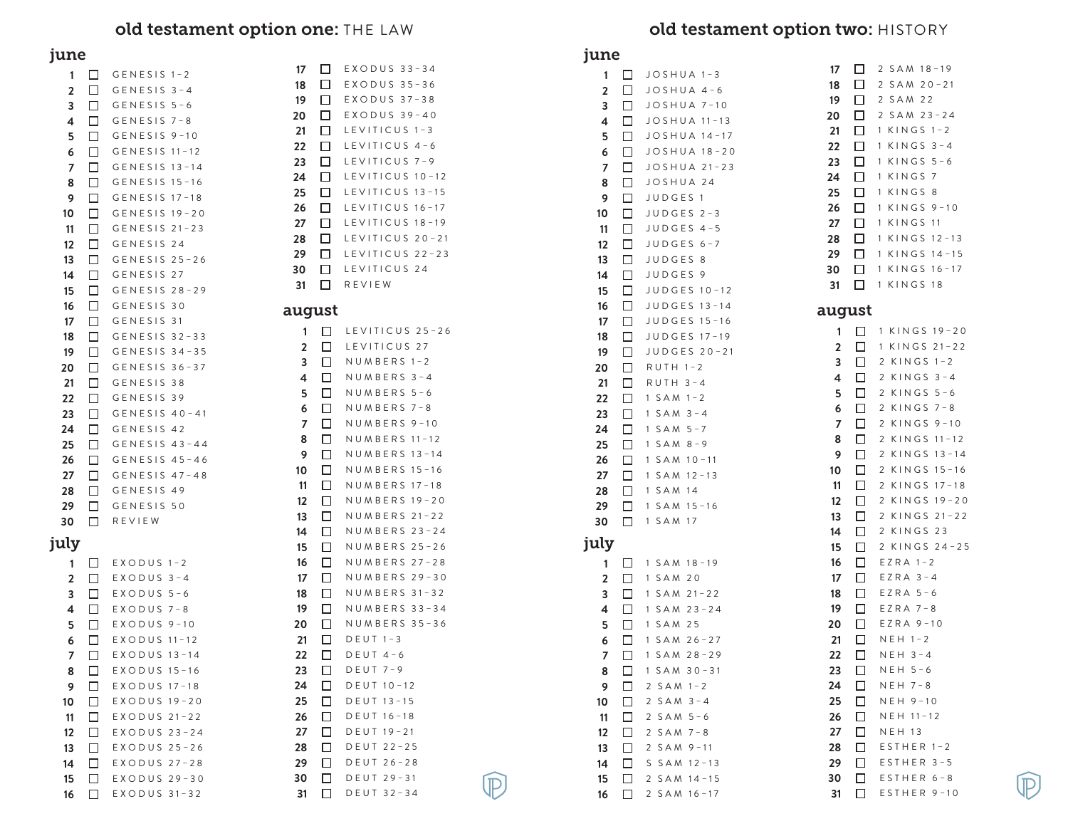# old testament option one: THE LAW

## june

- 1 ☐ GENESIS 1-2
- 2 ☐ GENESIS 3-4
- 3 ☐ GENESIS 5-6
- 4 ☐ GENESIS 7-8
- 5 ☐ GENESIS 9-10
- 6 ☐ GENESIS 11-12
- 7 ☐ GENESIS 13-14
- 8 ☐ GENESIS 15-16
- 9 ☐ GENESIS 17-18
- 10 ☐ GENESIS 19-20
- 11 ☐ GENESIS 21-23
- 12 ☐ GENESIS 24
- 13 ☐ GENESIS 25-26
- 14 ☐ GENESIS 27
- 15 ☐ GENESIS 28-29
- 16 ☐ GENESIS 30
- 17 ☐ GENESIS 31
- 18 ☐ GENESIS 32-33
- 19 ☐ GENESIS 34-35
- 20 ☐ GENESIS 36-37
- 21 ☐ GENESIS 38
- 22 ☐ GENESIS 39
- 23 ☐ GENESIS 40-41
- 24 ☐ GENESIS 42
- 25 ☐ GENESIS 43-44
- 26 ☐ GENESIS 45-46
- 27 ☐ GENESIS 47-48
- 28 ☐ GENESIS 49
- 29 ☐ GENESIS 50
- 30 ☐ REVIEW

## july

- 1 ☐ EXODUS 1-2
- 2 ☐ EXODUS 3-4
- 3 ☐ EXODUS 5-6
- 4 ☐ EXODUS 7-8
- 5 ☐ EXODUS 9-10
- 6 ☐ EXODUS 11-12
- 7 ☐ EXODUS 13-14
- 8 ☐ EXODUS 15-16
- 9 ☐ EXODUS 17-18
- 10 ☐ EXODUS 19-20
- 11 ☐ EXODUS 21-22
- 12 ☐ EXODUS 23-24
- 13 ☐ EXODUS 25-26
- 14 ☐ EXODUS 27-28
- 15 ☐ EXODUS 29-30
- 16 ☐ EXODUS 31-32
- 17 ☐ EXODUS 33-34
- 18 ☐ EXODUS 35-36
- 19 ☐ EXODUS 37-38
- 20 ☐ EXODUS 39-40
- 21 ☐ LEVITICUS 1-3
- 22 ☐ LEVITICUS 4-6
- 23 ☐ LEVITICUS 7-9
- 24 ☐ LEVITICUS 10-12
- 25 ☐ LEVITICUS 13-15
- 26 ☐ LEVITICUS 16-17
- 27 ☐ LEVITICUS 18-19
- 28 ☐ LEVITICUS 20-21
- 29 ☐ LEVITICUS 22-23
- 30 ☐ LEVITICUS 24
- 31 ☐ REVIEW

## august

- 1 ☐ LEVITICUS 25-26
- 2 ☐ LEVITICUS 27
- 3 ☐ NUMBERS 1-2
- 4 ☐ NUMBERS 3-4
- 5 ☐ NUMBERS 5-6
- 6 ☐ NUMBERS 7-8
- 7 ☐ NUMBERS 9-10
- 8 ☐ NUMBERS 11-12
- 9 ☐ NUMBERS 13-14
- 10 ☐ NUMBERS 15-16
- 11 ☐ NUMBERS 17-18
- 12 ☐ NUMBERS 19-20
- 13 ☐ NUMBERS 21-22
- 14 ☐ NUMBERS 23-24
- 15 ☐ NUMBERS 25-26
- 16 ☐ NUMBERS 27-28
- 17 ☐ NUMBERS 29-30
- 18 ☐ NUMBERS 31-32
- 19 ☐ NUMBERS 33-34
- 20 ☐ NUMBERS 35-36
- 21 ☐ DEUT 1-3
- 22 ☐ DEUT 4-6
- 23 ☐ DEUT 7-9
- 24 ☐ DEUT 10-12
- 25 ☐ DEUT 13-15
- 26 ☐ DEUT 16-18
- 27 ☐ DEUT 19-21
- 28 ☐ DEUT 22-25
- 29 ☐ DEUT 26-28
- 30 ☐ DEUT 29-31
- 31 ☐ DEUT 32-34

# old testament option two: HISTORY

## june

- 1 ☐ JOSHUA 1-3
- 2 ☐ JOSHUA 4-6
- 3 ☐ JOSHUA 7-10
- 4 ☐ JOSHUA 11-13
- 5 ☐ JOSHUA 14-17
- 6 ☐ JOSHUA 18-20
- 7 ☐ JOSHUA 21-23
- 8 ☐ JOSHUA 24
- 9 ☐ JUDGES 1
- 10 ☐ JUDGES 2-3
- 11 ☐ JUDGES 4-5
- 12 ☐ JUDGES 6-7
- 13 ☐ JUDGES 8
- 14 ☐ JUDGES 9
- 15 ☐ JUDGES 10-12
- 16 ☐ JUDGES 13-14
- 17 ☐ JUDGES 15-16
- 18 ☐ JUDGES 17-19
- 19 ☐ JUDGES 20-21
- 20 ☐ RUTH 1-2
- 21 ☐ RUTH 3-4
- 22 ☐ 1 SAM 1-2
- 23 ☐ 1 SAM 3-4
- 24 ☐ 1 SAM 5-7
- 25 ☐ 1 SAM 8-9
- 26 ☐ 1 SAM 10-11
- 27 ☐ 1 SAM 12-13
- 28 ☐ 1 SAM 14
- 29 ☐ 1 SAM 15-16
- 30 ☐ 1 SAM 17

## july

- 1 ☐ 1 SAM 18-19
- 2 ☐ 1 SAM 20
- 3 ☐ 1 SAM 21-22
- 4 ☐ 1 SAM 23-24
- 5 ☐ 1 SAM 25
- 6 ☐ 1 SAM 26-27
- 7 ☐ 1 SAM 28-29
- 8 ☐ 1 SAM 30-31
- 9 ☐ 2 SAM 1-2
- 10 ☐ 2 SAM 3-4
- 11 ☐ 2 SAM 5-6
- 12 ☐ 2 SAM 7-8
- 13 ☐ 2 SAM 9-11
- 14 ☐ S SAM 12-13
- 15 ☐ 2 SAM 14-15
- 16 ☐ 2 SAM 16-17
- 17 ☐ 2 SAM 18-19
- 18 ☐ 2 SAM 20-21
- 19 ☐ 2 SAM 22
- 20 ☐ 2 SAM 23-24
- 21 ☐ 1 KINGS 1-2
- 22 ☐ 1 KINGS 3-4
- 23 ☐ 1 KINGS 5-6
- 24 ☐ 1 KINGS 7
- 25 ☐ 1 KINGS 8
- 26 ☐ 1 KINGS 9-10
- 27 ☐ 1 KINGS 11
- 28 ☐ 1 KINGS 12-13
- 29 ☐ 1 KINGS 14-15
- 30 ☐ 1 KINGS 16-17
- 31 ☐ 1 KINGS 18

## august

- 1 ☐ 1 KINGS 19-20
- 2 ☐ 1 KINGS 21-22
- 3 ☐ 2 KINGS 1-2
- 4 ☐ 2 KINGS 3-4
- 5 ☐ 2 KINGS 5-6
- 6 ☐ 2 KINGS 7-8
- 7 ☐ 2 KINGS 9-10
- 8 ☐ 2 KINGS 11-12
- 9 ☐ 2 KINGS 13-14
- 10 ☐ 2 KINGS 15-16
- 11 ☐ 2 KINGS 17-18
- 12 ☐ 2 KINGS 19-20
- 13 ☐ 2 KINGS 21-22
- 14 ☐ 2 KINGS 23
- 15 ☐ 2 KINGS 24-25
- 16 ☐ EZRA 1-2
- 17 ☐ EZRA 3-4
- 18 ☐ EZRA 5-6
- 19 ☐ EZRA 7-8
- 20 ☐ EZRA 9-10
- 21 ☐ NEH 1-2
- 22 ☐ NEH 3-4
- 23 ☐ NEH 5-6
- 24 ☐ NEH 7-8
- 25 ☐ NEH 9-10
- 26 ☐ NEH 11-12
- 27 ☐ NEH 13
- 28 ☐ ESTHER 1-2
- 29 ☐ ESTHER 3-5
- 30 ☐ ESTHER 6-8
- 31 ☐ ESTHER 9-10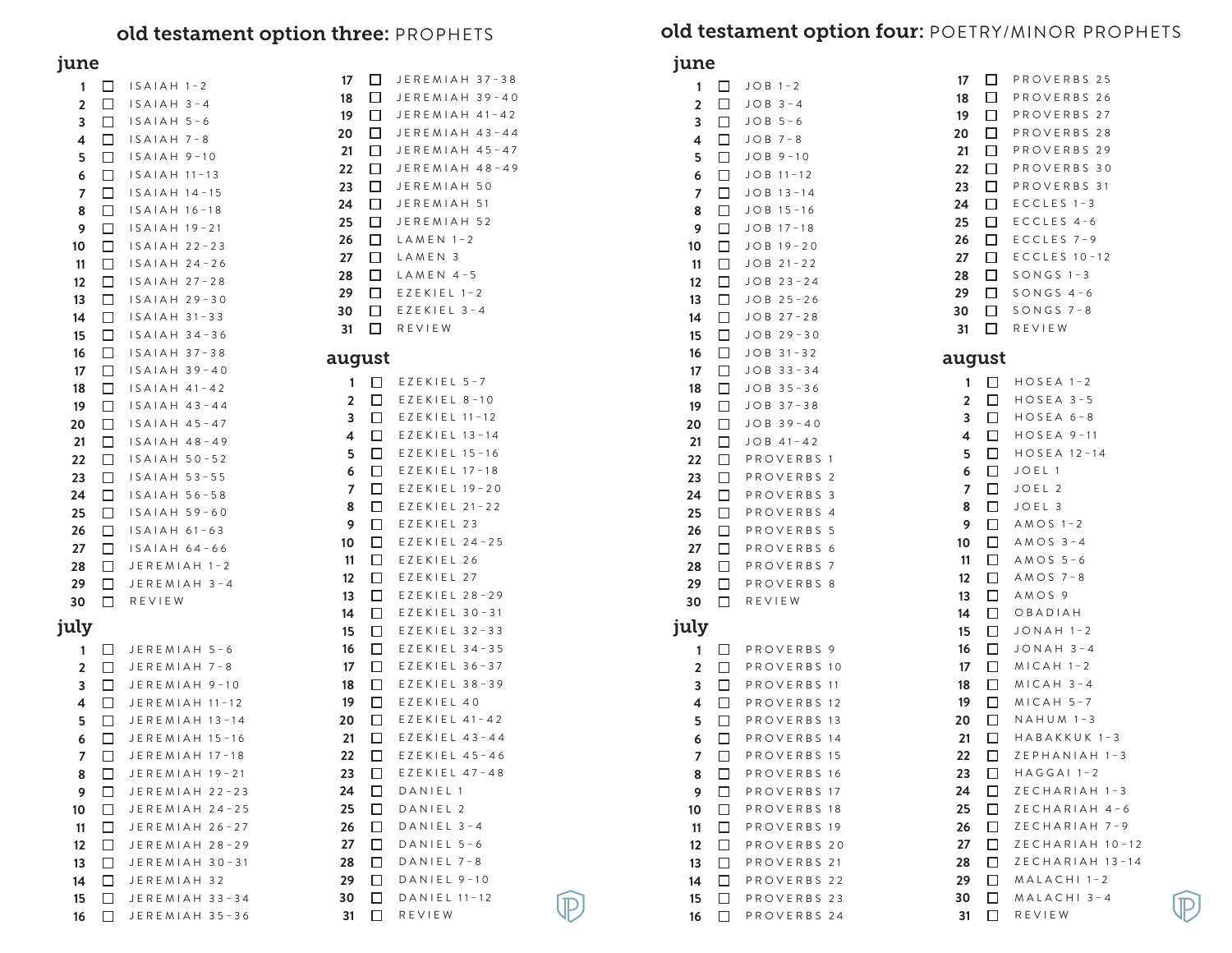## old testament option three: PROPHETS

### june

1. ☐ ISAIAH 1-2
2. ☐ ISAIAH 3-4
3. ☐ ISAIAH 5-6
4. ☐ ISAIAH 7-8
5. ☐ ISAIAH 9-10
6. ☐ ISAIAH 11-13
7. ☐ ISAIAH 14-15
8. ☐ ISAIAH 16-18
9. ☐ ISAIAH 19-21
10. ☐ ISAIAH 22-23
11. ☐ ISAIAH 24-26
12. ☐ ISAIAH 27-28
13. ☐ ISAIAH 29-30
14. ☐ ISAIAH 31-33
15. ☐ ISAIAH 34-36
16. ☐ ISAIAH 37-38
17. ☐ ISAIAH 39-40
18. ☐ ISAIAH 41-42
19. ☐ ISAIAH 43-44
20. ☐ ISAIAH 45-47
21. ☐ ISAIAH 48-49
22. ☐ ISAIAH 50-52
23. ☐ ISAIAH 53-55
24. ☐ ISAIAH 56-58
25. ☐ ISAIAH 59-60
26. ☐ ISAIAH 61-63
27. ☐ ISAIAH 64-66
28. ☐ JEREMIAH 1-2
29. ☐ JEREMIAH 3-4
30. ☐ REVIEW

### july

1. ☐ JEREMIAH 5-6
2. ☐ JEREMIAH 7-8
3. ☐ JEREMIAH 9-10
4. ☐ JEREMIAH 11-12
5. ☐ JEREMIAH 13-14
6. ☐ JEREMIAH 15-16
7. ☐ JEREMIAH 17-18
8. ☐ JEREMIAH 19-21
9. ☐ JEREMIAH 22-23
10. ☐ JEREMIAH 24-25
11. ☐ JEREMIAH 26-27
12. ☐ JEREMIAH 28-29
13. ☐ JEREMIAH 30-31
14. ☐ JEREMIAH 32
15. ☐ JEREMIAH 33-34
16. ☐ JEREMIAH 35-36
17. ☐ JEREMIAH 37-38
18. ☐ JEREMIAH 39-40
19. ☐ JEREMIAH 41-42
20. ☐ JEREMIAH 43-44
21. ☐ JEREMIAH 45-47
22. ☐ JEREMIAH 48-49
23. ☐ JEREMIAH 50
24. ☐ JEREMIAH 51
25. ☐ JEREMIAH 52
26. ☐ LAMEN 1-2
27. ☐ LAMEN 3
28. ☐ LAMEN 4-5
29. ☐ EZEKIEL 1-2
30. ☐ EZEKIEL 3-4
31. ☐ REVIEW

### august

1. ☐ EZEKIEL 5-7
2. ☐ EZEKIEL 8-10
3. ☐ EZEKIEL 11-12
4. ☐ EZEKIEL 13-14
5. ☐ EZEKIEL 15-16
6. ☐ EZEKIEL 17-18
7. ☐ EZEKIEL 19-20
8. ☐ EZEKIEL 21-22
9. ☐ EZEKIEL 23
10. ☐ EZEKIEL 24-25
11. ☐ EZEKIEL 26
12. ☐ EZEKIEL 27
13. ☐ EZEKIEL 28-29
14. ☐ EZEKIEL 30-31
15. ☐ EZEKIEL 32-33
16. ☐ EZEKIEL 34-35
17. ☐ EZEKIEL 36-37
18. ☐ EZEKIEL 38-39
19. ☐ EZEKIEL 40
20. ☐ EZEKIEL 41-42
21. ☐ EZEKIEL 43-44
22. ☐ EZEKIEL 45-46
23. ☐ EZEKIEL 47-48
24. ☐ DANIEL 1
25. ☐ DANIEL 2
26. ☐ DANIEL 3-4
27. ☐ DANIEL 5-6
28. ☐ DANIEL 7-8
29. ☐ DANIEL 9-10
30. ☐ DANIEL 11-12
31. ☐ REVIEW

## old testament option four: POETRY/MINOR PROPHETS

### june

1. ☐ JOB 1-2
2. ☐ JOB 3-4
3. ☐ JOB 5-6
4. ☐ JOB 7-8
5. ☐ JOB 9-10
6. ☐ JOB 11-12
7. ☐ JOB 13-14
8. ☐ JOB 15-16
9. ☐ JOB 17-18
10. ☐ JOB 19-20
11. ☐ JOB 21-22
12. ☐ JOB 23-24
13. ☐ JOB 25-26
14. ☐ JOB 27-28
15. ☐ JOB 29-30
16. ☐ JOB 31-32
17. ☐ JOB 33-34
18. ☐ JOB 35-36
19. ☐ JOB 37-38
20. ☐ JOB 39-40
21. ☐ JOB 41-42
22. ☐ PROVERBS 1
23. ☐ PROVERBS 2
24. ☐ PROVERBS 3
25. ☐ PROVERBS 4
26. ☐ PROVERBS 5
27. ☐ PROVERBS 6
28. ☐ PROVERBS 7
29. ☐ PROVERBS 8
30. ☐ REVIEW

### july

1. ☐ PROVERBS 9
2. ☐ PROVERBS 10
3. ☐ PROVERBS 11
4. ☐ PROVERBS 12
5. ☐ PROVERBS 13
6. ☐ PROVERBS 14
7. ☐ PROVERBS 15
8. ☐ PROVERBS 16
9. ☐ PROVERBS 17
10. ☐ PROVERBS 18
11. ☐ PROVERBS 19
12. ☐ PROVERBS 20
13. ☐ PROVERBS 21
14. ☐ PROVERBS 22
15. ☐ PROVERBS 23
16. ☐ PROVERBS 24
17. ☐ PROVERBS 25
18. ☐ PROVERBS 26
19. ☐ PROVERBS 27
20. ☐ PROVERBS 28
21. ☐ PROVERBS 29
22. ☐ PROVERBS 30
23. ☐ PROVERBS 31
24. ☐ ECCLES 1-3
25. ☐ ECCLES 4-6
26. ☐ ECCLES 7-9
27. ☐ ECCLES 10-12
28. ☐ SONGS 1-3
29. ☐ SONGS 4-6
30. ☐ SONGS 7-8
31. ☐ REVIEW

### august

1. ☐ HOSEA 1-2
2. ☐ HOSEA 3-5
3. ☐ HOSEA 6-8
4. ☐ HOSEA 9-11
5. ☐ HOSEA 12-14
6. ☐ JOEL 1
7. ☐ JOEL 2
8. ☐ JOEL 3
9. ☐ AMOS 1-2
10. ☐ AMOS 3-4
11. ☐ AMOS 5-6
12. ☐ AMOS 7-8
13. ☐ AMOS 9
14. ☐ OBADIAH
15. ☐ JONAH 1-2
16. ☐ JONAH 3-4
17. ☐ MICAH 1-2
18. ☐ MICAH 3-4
19. ☐ MICAH 5-7
20. ☐ NAHUM 1-3
21. ☐ HABAKKUK 1-3
22. ☐ ZEPHANIAH 1-3
23. ☐ HAGGAI 1-2
24. ☐ ZECHARIAH 1-3
25. ☐ ZECHARIAH 4-6
26. ☐ ZECHARIAH 7-9
27. ☐ ZECHARIAH 10-12
28. ☐ ZECHARIAH 13-14
29. ☐ MALACHI 1-2
30. ☐ MALACHI 3-4
31. ☐ REVIEW